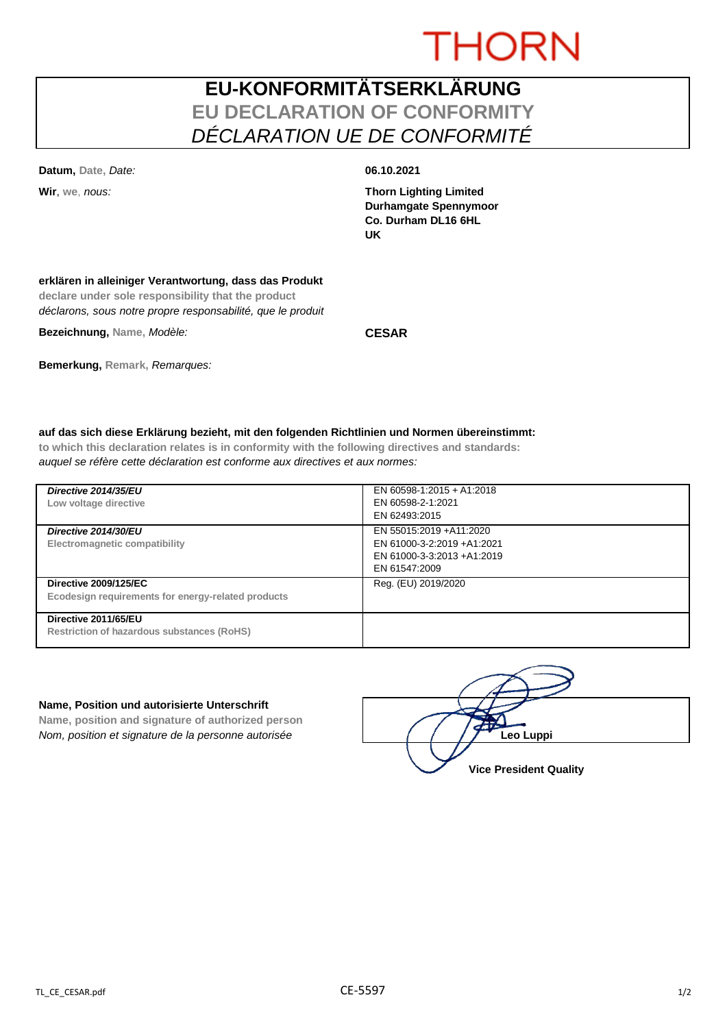THORN

# EU-KONFORMITÄTSERKLÄRUNG
## EU DECLARATION OF CONFORMITY
## *DÉCLARATION UE DE CONFORMITÉ*

**Datum,** Date, *Date:* **06.10.2021**

**Wir**, we, *nous:*

**Thorn Lighting Limited**
**Durhamgate Spennymoor**
**Co. Durham DL16 6HL**
**UK**

**erklären in alleiniger Verantwortung, dass das Produkt**
**declare under sole responsibility that the product**
*déclarons, sous notre propre responsabilité, que le produit*

**Bezeichnung,** Name, *Modèle:* **CESAR**

**Bemerkung,** Remark, *Remarques:*

**auf das sich diese Erklärung bezieht, mit den folgenden Richtlinien und Normen übereinstimmt:**
**to which this declaration relates is in conformity with the following directives and standards:**
*auquel se réfère cette déclaration est conforme aux directives et aux normes:*

| Directive | Standards |
|---|---|
| ***Directive 2014/35/EU***<br>**Low voltage directive** | EN 60598-1:2015 + A1:2018<br>EN 60598-2-1:2021<br>EN 62493:2015 |
| ***Directive 2014/30/EU***<br>**Electromagnetic compatibility** | EN 55015:2019 +A11:2020<br>EN 61000-3-2:2019 +A1:2021<br>EN 61000-3-3:2013 +A1:2019<br>EN 61547:2009 |
| **Directive 2009/125/EC**<br>**Ecodesign requirements for energy-related products** | Reg. (EU) 2019/2020 |
| **Directive 2011/65/EU**<br>**Restriction of hazardous substances (RoHS)** | |

**Name, Position und autorisierte Unterschrift**
**Name, position and signature of authorized person**
*Nom, position et signature de la personne autorisée*

**Leo Luppi**

**Vice President Quality**

CE-5597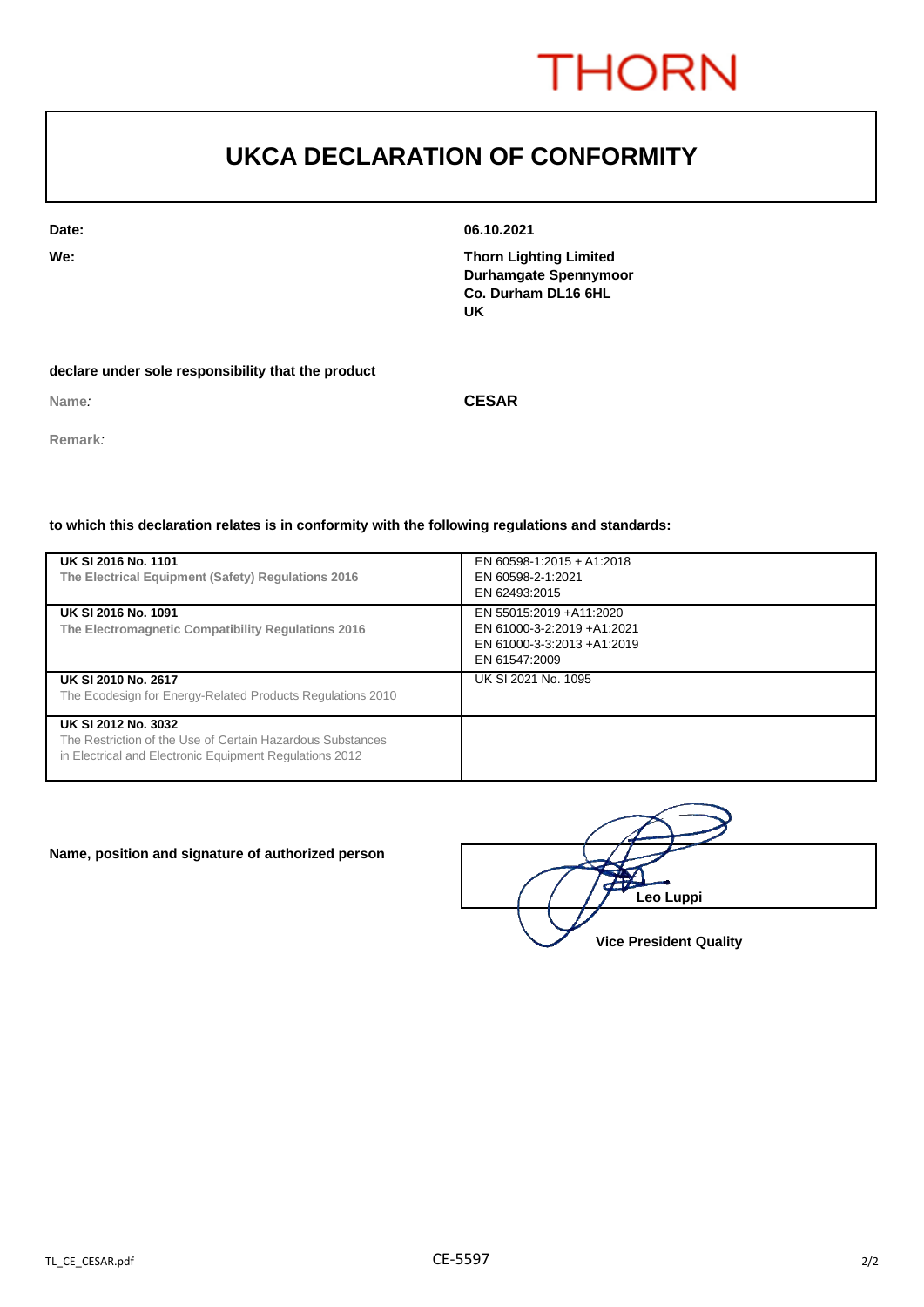THORN

# UKCA DECLARATION OF CONFORMITY

**Date:** **06.10.2021**

**We:** **Thorn Lighting Limited**
**Durhamgate Spennymoor**
**Co. Durham DL16 6HL**
**UK**

**declare under sole responsibility that the product**

**Name:** **CESAR**

**Remark:**

**to which this declaration relates is in conformity with the following regulations and standards:**

| | |
|---|---|
| **UK SI 2016 No. 1101**<br>**The Electrical Equipment (Safety) Regulations 2016** | EN 60598-1:2015 + A1:2018<br>EN 60598-2-1:2021<br>EN 62493:2015 |
| **UK SI 2016 No. 1091**<br>**The Electromagnetic Compatibility Regulations 2016** | EN 55015:2019 +A11:2020<br>EN 61000-3-2:2019 +A1:2021<br>EN 61000-3-3:2013 +A1:2019<br>EN 61547:2009 |
| **UK SI 2010 No. 2617**<br>The Ecodesign for Energy-Related Products Regulations 2010 | UK SI 2021 No. 1095 |
| **UK SI 2012 No. 3032**<br>The Restriction of the Use of Certain Hazardous Substances in Electrical and Electronic Equipment Regulations 2012 | |

**Name, position and signature of authorized person**

**Leo Luppi**

**Vice President Quality**

TL_CE_CESAR.pdf CE-5597